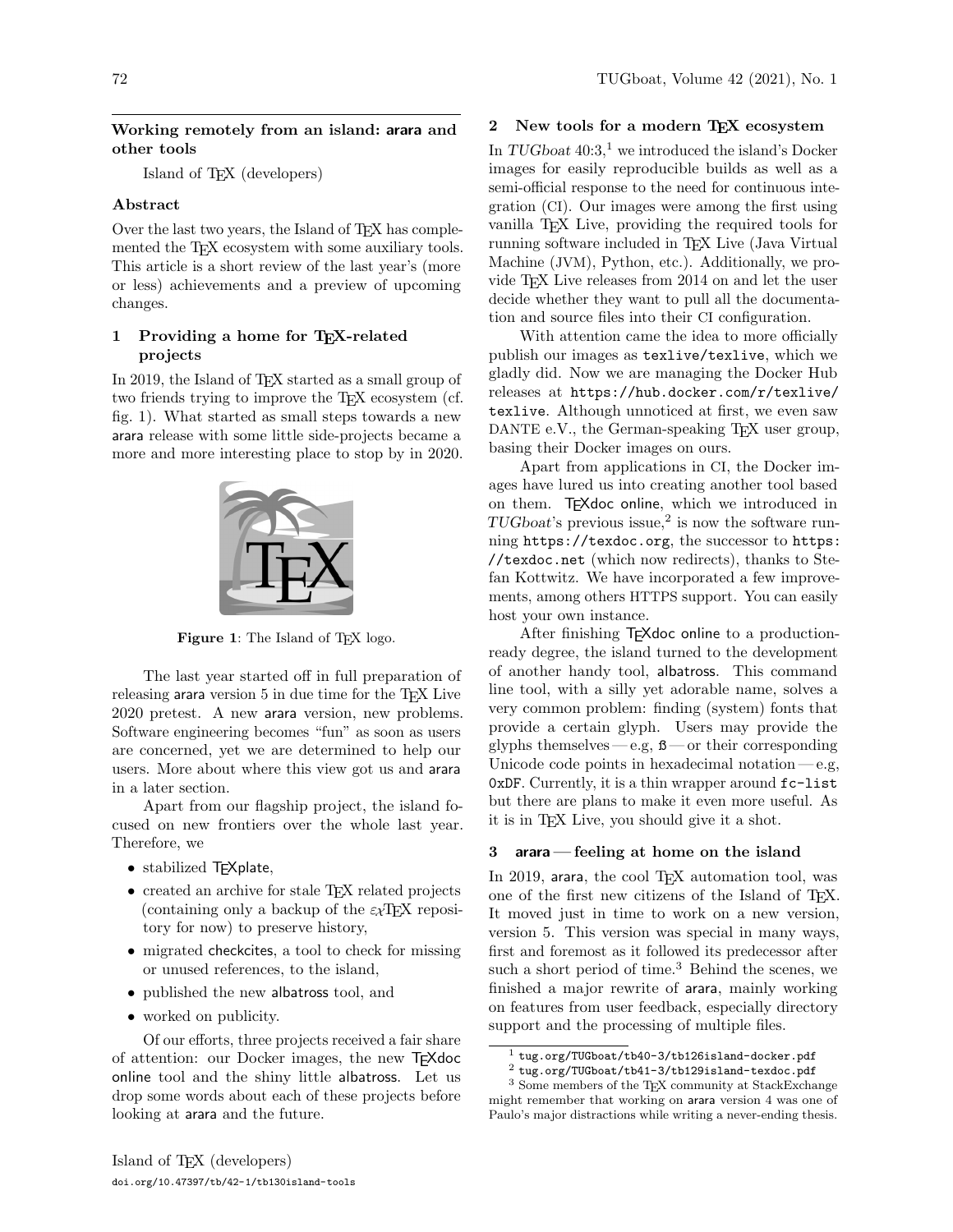## Working remotely from an island: arara and other tools

Island of TeX (developers)

### Abstract

Over the last two years, the Island of TeX has complemented the TeX ecosystem with some auxiliary tools. This article is a short review of the last year's (more or less) achievements and a preview of upcoming changes.

### 1 Providing a home for TeX-related projects

In 2019, the Island of TeX started as a small group of two friends trying to improve the TeX ecosystem (cf. fig. 1). What started as small steps towards a new arara release with some little side-projects became a more and more interesting place to stop by in 2020.

**Figure 1**: The Island of TeX logo.

The last year started off in full preparation of releasing arara version 5 in due time for the TeX Live 2020 pretest. A new arara version, new problems. Software engineering becomes "fun" as soon as users are concerned, yet we are determined to help our users. More about where this view got us and arara in a later section.

Apart from our flagship project, the island focused on new frontiers over the whole last year. Therefore, we

- stabilized TeXplate,
- created an archive for stale TeX related projects (containing only a backup of the εχTeX repository for now) to preserve history,
- migrated checkcites, a tool to check for missing or unused references, to the island,
- published the new albatross tool, and
- worked on publicity.

Of our efforts, three projects received a fair share of attention: our Docker images, the new TeXdoc online tool and the shiny little albatross. Let us drop some words about each of these projects before looking at arara and the future.

### 2 New tools for a modern TeX ecosystem

In *TUGboat* 40:3,[1] we introduced the island's Docker images for easily reproducible builds as well as a semi-official response to the need for continuous integration (CI). Our images were among the first using vanilla TeX Live, providing the required tools for running software included in TeX Live (Java Virtual Machine (JVM), Python, etc.). Additionally, we provide TeX Live releases from 2014 on and let the user decide whether they want to pull all the documentation and source files into their CI configuration.

With attention came the idea to more officially publish our images as `texlive/texlive`, which we gladly did. Now we are managing the Docker Hub releases at `https://hub.docker.com/r/texlive/texlive`. Although unnoticed at first, we even saw DANTE e.V., the German-speaking TeX user group, basing their Docker images on ours.

Apart from applications in CI, the Docker images have lured us into creating another tool based on them. TeXdoc online, which we introduced in *TUGboat*'s previous issue,[2] is now the software running `https://texdoc.org`, the successor to `https://texdoc.net` (which now redirects), thanks to Stefan Kottwitz. We have incorporated a few improvements, among others HTTPS support. You can easily host your own instance.

After finishing TeXdoc online to a production-ready degree, the island turned to the development of another handy tool, albatross. This command line tool, with a silly yet adorable name, solves a very common problem: finding (system) fonts that provide a certain glyph. Users may provide the glyphs themselves — e.g, ß — or their corresponding Unicode code points in hexadecimal notation — e.g, `0xDF`. Currently, it is a thin wrapper around `fc-list` but there are plans to make it even more useful. As it is in TeX Live, you should give it a shot.

### 3 arara — feeling at home on the island

In 2019, arara, the cool TeX automation tool, was one of the first new citizens of the Island of TeX. It moved just in time to work on a new version, version 5. This version was special in many ways, first and foremost as it followed its predecessor after such a short period of time.[3] Behind the scenes, we finished a major rewrite of arara, mainly working on features from user feedback, especially directory support and the processing of multiple files.

[1] `tug.org/TUGboat/tb40-3/tb126island-docker.pdf`

[2] `tug.org/TUGboat/tb41-3/tb129island-texdoc.pdf`

[3] Some members of the TeX community at StackExchange might remember that working on arara version 4 was one of Paulo's major distractions while writing a never-ending thesis.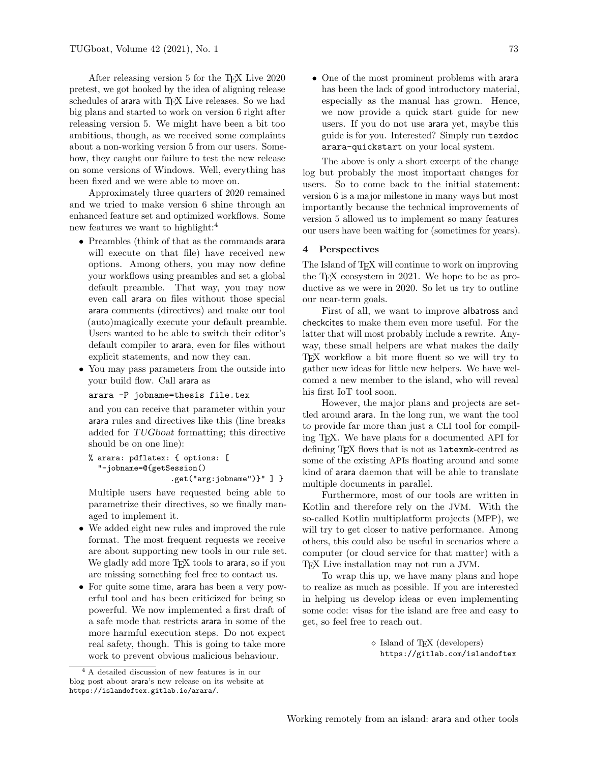After releasing version 5 for the TEX Live 2020 pretest, we got hooked by the idea of aligning release schedules of arara with TEX Live releases. So we had big plans and started to work on version 6 right after releasing version 5. We might have been a bit too ambitious, though, as we received some complaints about a non-working version 5 from our users. Somehow, they caught our failure to test the new release on some versions of Windows. Well, everything has been fixed and we were able to move on.

Approximately three quarters of 2020 remained and we tried to make version 6 shine through an enhanced feature set and optimized workflows. Some new features we want to highlight:[4]

- Preambles (think of that as the commands arara will execute on that file) have received new options. Among others, you may now define your workflows using preambles and set a global default preamble. That way, you may now even call arara on files without those special arara comments (directives) and make our tool (auto)magically execute your default preamble. Users wanted to be able to switch their editor's default compiler to arara, even for files without explicit statements, and now they can.
- You may pass parameters from the outside into your build flow. Call arara as

  ```
  arara -P jobname=thesis file.tex
  ```

  and you can receive that parameter within your arara rules and directives like this (line breaks added for *TUGboat* formatting; this directive should be on one line):

  ```
  % arara: pdflatex: { options: [
    "-jobname=@{getSession()
                    .get("arg:jobname")}" ] }
  ```

  Multiple users have requested being able to parametrize their directives, so we finally managed to implement it.
- We added eight new rules and improved the rule format. The most frequent requests we receive are about supporting new tools in our rule set. We gladly add more TEX tools to arara, so if you are missing something feel free to contact us.
- For quite some time, arara has been a very powerful tool and has been criticized for being so powerful. We now implemented a first draft of a safe mode that restricts arara in some of the more harmful execution steps. Do not expect real safety, though. This is going to take more work to prevent obvious malicious behaviour.
- One of the most prominent problems with arara has been the lack of good introductory material, especially as the manual has grown. Hence, we now provide a quick start guide for new users. If you do not use arara yet, maybe this guide is for you. Interested? Simply run `texdoc arara-quickstart` on your local system.

The above is only a short excerpt of the change log but probably the most important changes for users. So to come back to the initial statement: version 6 is a major milestone in many ways but most importantly because the technical improvements of version 5 allowed us to implement so many features our users have been waiting for (sometimes for years).

## 4 Perspectives

The Island of TEX will continue to work on improving the TEX ecosystem in 2021. We hope to be as productive as we were in 2020. So let us try to outline our near-term goals.

First of all, we want to improve albatross and checkcites to make them even more useful. For the latter that will most probably include a rewrite. Anyway, these small helpers are what makes the daily TEX workflow a bit more fluent so we will try to gather new ideas for little new helpers. We have welcomed a new member to the island, who will reveal his first IoT tool soon.

However, the major plans and projects are settled around arara. In the long run, we want the tool to provide far more than just a CLI tool for compiling TEX. We have plans for a documented API for defining TEX flows that is not as `latexmk`-centred as some of the existing APIs floating around and some kind of arara daemon that will be able to translate multiple documents in parallel.

Furthermore, most of our tools are written in Kotlin and therefore rely on the JVM. With the so-called Kotlin multiplatform projects (MPP), we will try to get closer to native performance. Among others, this could also be useful in scenarios where a computer (or cloud service for that matter) with a TEX Live installation may not run a JVM.

To wrap this up, we have many plans and hope to realize as much as possible. If you are interested in helping us develop ideas or even implementing some code: visas for the island are free and easy to get, so feel free to reach out.

⋄ Island of TEX (developers)
`https://gitlab.com/islandoftex`

[4] A detailed discussion of new features is in our blog post about arara's new release on its website at `https://islandoftex.gitlab.io/arara/`.